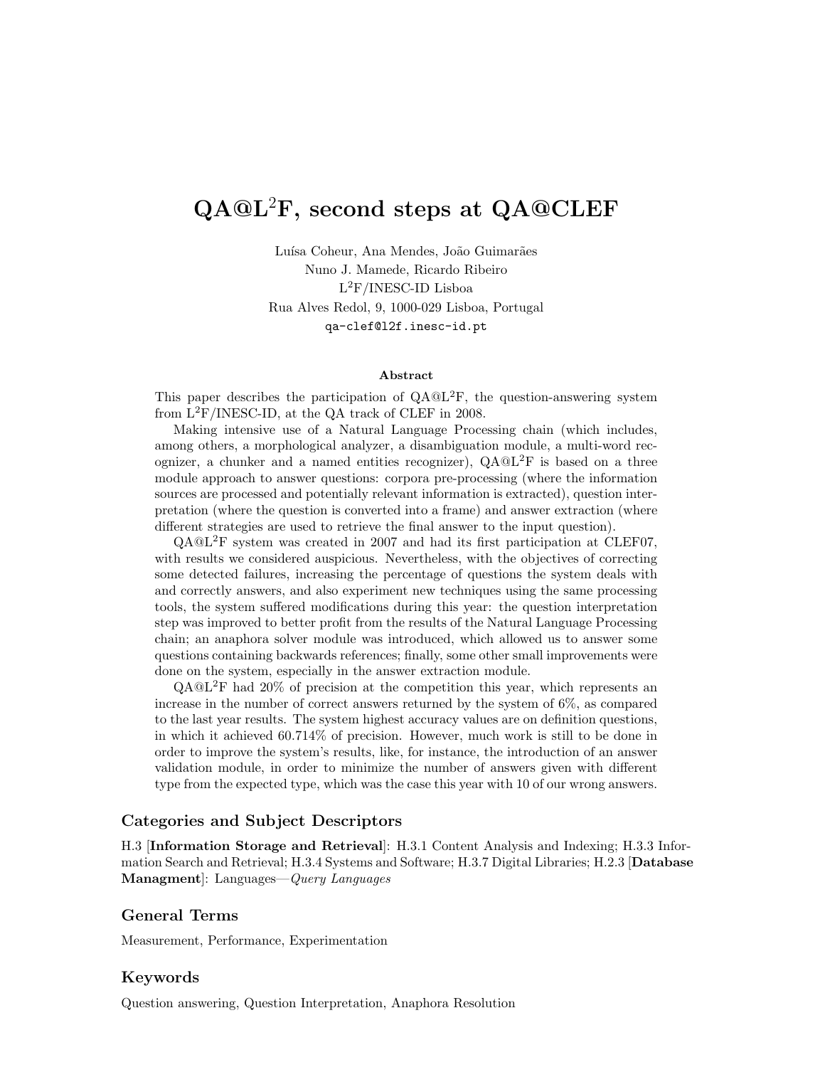# QA@L$^2$F, second steps at QA@CLEF

Luísa Coheur, Ana Mendes, João Guimarães
Nuno J. Mamede, Ricardo Ribeiro
L$^2$F/INESC-ID Lisboa
Rua Alves Redol, 9, 1000-029 Lisboa, Portugal
qa-clef@l2f.inesc-id.pt

**Abstract**

This paper describes the participation of QA@L$^2$F, the question-answering system from L$^2$F/INESC-ID, at the QA track of CLEF in 2008.

Making intensive use of a Natural Language Processing chain (which includes, among others, a morphological analyzer, a disambiguation module, a multi-word recognizer, a chunker and a named entities recognizer), QA@L$^2$F is based on a three module approach to answer questions: corpora pre-processing (where the information sources are processed and potentially relevant information is extracted), question interpretation (where the question is converted into a frame) and answer extraction (where different strategies are used to retrieve the final answer to the input question).

QA@L$^2$F system was created in 2007 and had its first participation at CLEF07, with results we considered auspicious. Nevertheless, with the objectives of correcting some detected failures, increasing the percentage of questions the system deals with and correctly answers, and also experiment new techniques using the same processing tools, the system suffered modifications during this year: the question interpretation step was improved to better profit from the results of the Natural Language Processing chain; an anaphora solver module was introduced, which allowed us to answer some questions containing backwards references; finally, some other small improvements were done on the system, especially in the answer extraction module.

QA@L$^2$F had 20% of precision at the competition this year, which represents an increase in the number of correct answers returned by the system of 6%, as compared to the last year results. The system highest accuracy values are on definition questions, in which it achieved 60.714% of precision. However, much work is still to be done in order to improve the system's results, like, for instance, the introduction of an answer validation module, in order to minimize the number of answers given with different type from the expected type, which was the case this year with 10 of our wrong answers.

## Categories and Subject Descriptors

H.3 [**Information Storage and Retrieval**]: H.3.1 Content Analysis and Indexing; H.3.3 Information Search and Retrieval; H.3.4 Systems and Software; H.3.7 Digital Libraries; H.2.3 [**Database Managment**]: Languages—*Query Languages*

## General Terms

Measurement, Performance, Experimentation

## Keywords

Question answering, Question Interpretation, Anaphora Resolution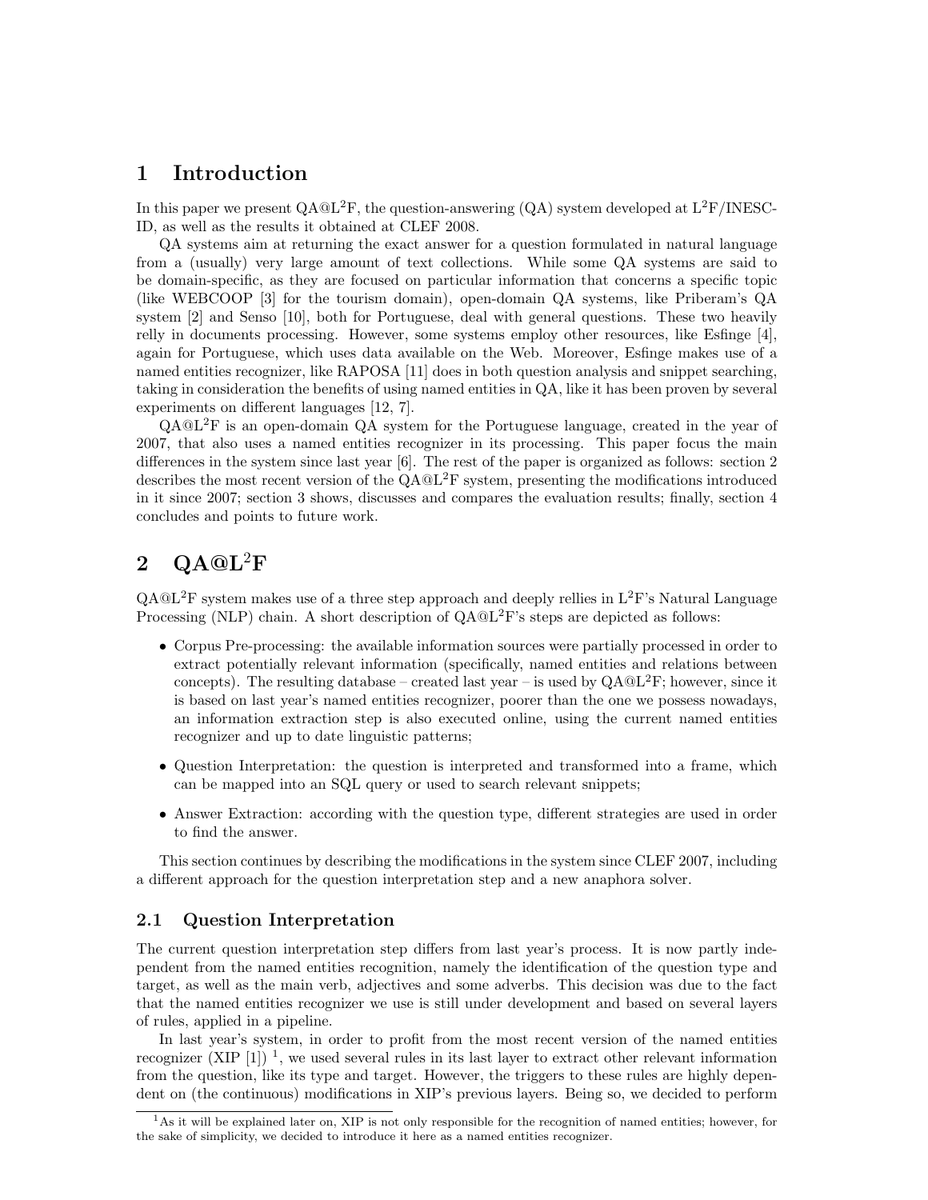## 1 Introduction

In this paper we present QA@L$^2$F, the question-answering (QA) system developed at L$^2$F/INESC-ID, as well as the results it obtained at CLEF 2008.

QA systems aim at returning the exact answer for a question formulated in natural language from a (usually) very large amount of text collections. While some QA systems are said to be domain-specific, as they are focused on particular information that concerns a specific topic (like WEBCOOP [3] for the tourism domain), open-domain QA systems, like Priberam's QA system [2] and Senso [10], both for Portuguese, deal with general questions. These two heavily relly in documents processing. However, some systems employ other resources, like Esfinge [4], again for Portuguese, which uses data available on the Web. Moreover, Esfinge makes use of a named entities recognizer, like RAPOSA [11] does in both question analysis and snippet searching, taking in consideration the benefits of using named entities in QA, like it has been proven by several experiments on different languages [12, 7].

QA@L$^2$F is an open-domain QA system for the Portuguese language, created in the year of 2007, that also uses a named entities recognizer in its processing. This paper focus the main differences in the system since last year [6]. The rest of the paper is organized as follows: section 2 describes the most recent version of the QA@L$^2$F system, presenting the modifications introduced in it since 2007; section 3 shows, discusses and compares the evaluation results; finally, section 4 concludes and points to future work.

## 2 QA@L$^2$F

QA@L$^2$F system makes use of a three step approach and deeply rellies in L$^2$F's Natural Language Processing (NLP) chain. A short description of QA@L$^2$F's steps are depicted as follows:

- Corpus Pre-processing: the available information sources were partially processed in order to extract potentially relevant information (specifically, named entities and relations between concepts). The resulting database – created last year – is used by QA@L$^2$F; however, since it is based on last year's named entities recognizer, poorer than the one we possess nowadays, an information extraction step is also executed online, using the current named entities recognizer and up to date linguistic patterns;
- Question Interpretation: the question is interpreted and transformed into a frame, which can be mapped into an SQL query or used to search relevant snippets;
- Answer Extraction: according with the question type, different strategies are used in order to find the answer.

This section continues by describing the modifications in the system since CLEF 2007, including a different approach for the question interpretation step and a new anaphora solver.

### 2.1 Question Interpretation

The current question interpretation step differs from last year's process. It is now partly independent from the named entities recognition, namely the identification of the question type and target, as well as the main verb, adjectives and some adverbs. This decision was due to the fact that the named entities recognizer we use is still under development and based on several layers of rules, applied in a pipeline.

In last year's system, in order to profit from the most recent version of the named entities recognizer (XIP [1]) [1], we used several rules in its last layer to extract other relevant information from the question, like its type and target. However, the triggers to these rules are highly dependent on (the continuous) modifications in XIP's previous layers. Being so, we decided to perform

[1] As it will be explained later on, XIP is not only responsible for the recognition of named entities; however, for the sake of simplicity, we decided to introduce it here as a named entities recognizer.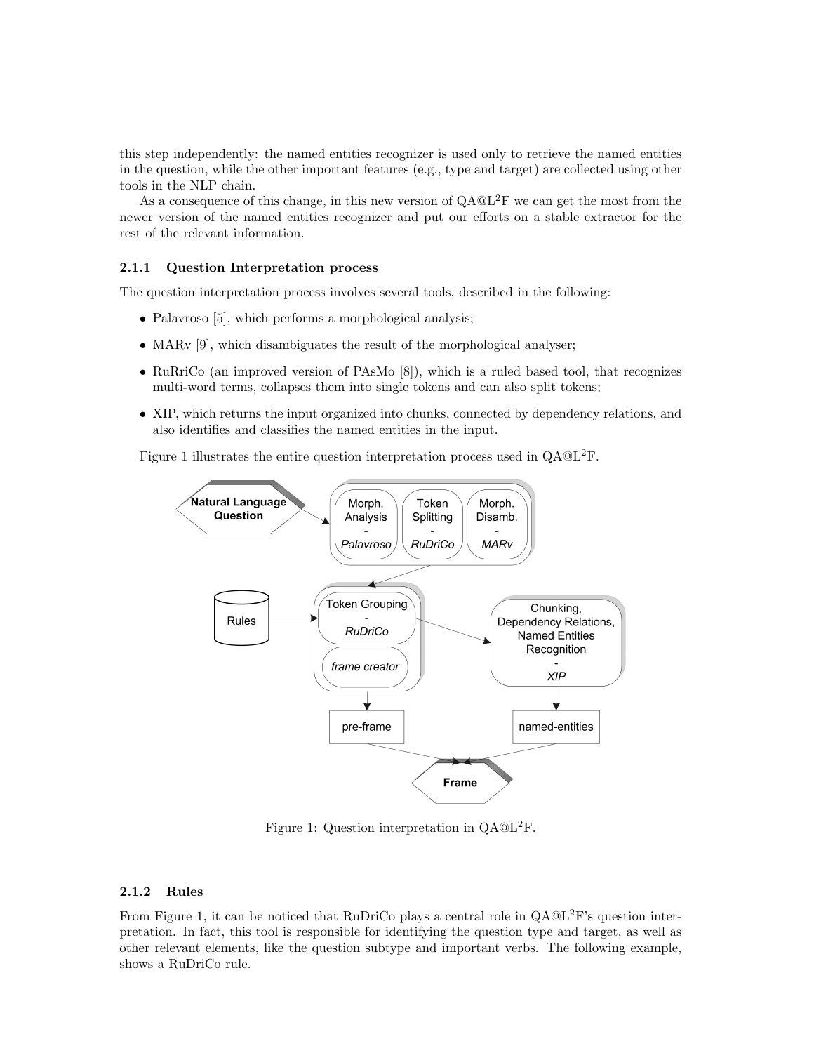this step independently: the named entities recognizer is used only to retrieve the named entities in the question, while the other important features (e.g., type and target) are collected using other tools in the NLP chain.

As a consequence of this change, in this new version of QA@L$^2$F we can get the most from the newer version of the named entities recognizer and put our efforts on a stable extractor for the rest of the relevant information.

### 2.1.1 Question Interpretation process

The question interpretation process involves several tools, described in the following:

- Palavroso [5], which performs a morphological analysis;
- MARv [9], which disambiguates the result of the morphological analyser;
- RuRriCo (an improved version of PAsMo [8]), which is a ruled based tool, that recognizes multi-word terms, collapses them into single tokens and can also split tokens;
- XIP, which returns the input organized into chunks, connected by dependency relations, and also identifies and classifies the named entities in the input.

Figure 1 illustrates the entire question interpretation process used in QA@L$^2$F.

Figure 1: Question interpretation in QA@L$^2$F.

### 2.1.2 Rules

From Figure 1, it can be noticed that RuDriCo plays a central role in QA@L$^2$F's question interpretation. In fact, this tool is responsible for identifying the question type and target, as well as other relevant elements, like the question subtype and important verbs. The following example, shows a RuDriCo rule.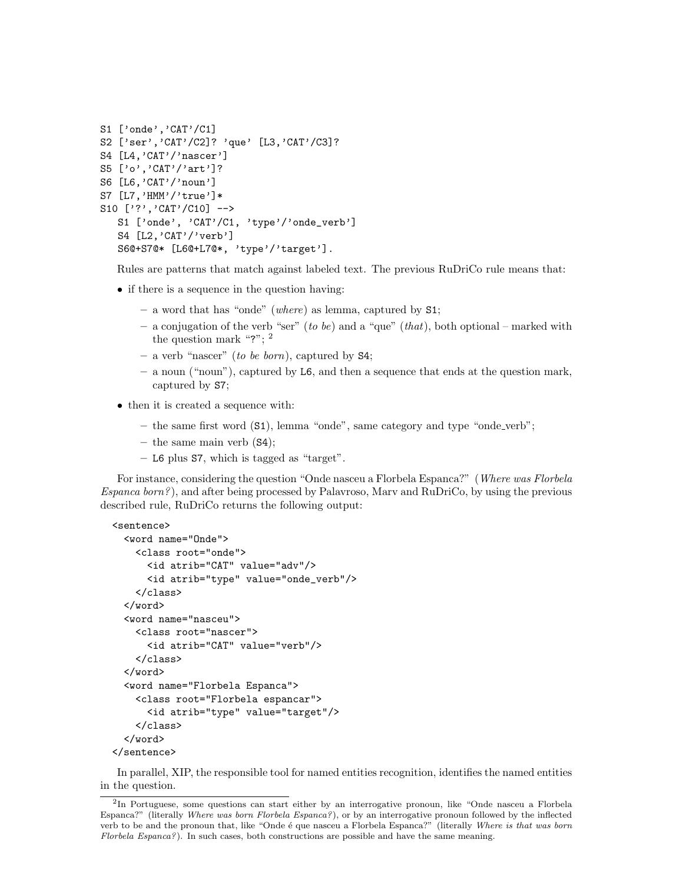```
S1 ['onde','CAT'/C1]
S2 ['ser','CAT'/C2]? 'que' [L3,'CAT'/C3]?
S4 [L4,'CAT'/'nascer']
S5 ['o','CAT'/'art']?
S6 [L6,'CAT'/'noun']
S7 [L7,'HMM'/'true']*
S10 ['?','CAT'/C10] -->
   S1 ['onde', 'CAT'/C1, 'type'/'onde_verb']
   S4 [L2,'CAT'/'verb']
   S6@+S7@* [L6@+L7@*, 'type'/'target'].
```

Rules are patterns that match against labeled text. The previous RuDriCo rule means that:

- if there is a sequence in the question having:
  - a word that has "onde" (*where*) as lemma, captured by S1;
  - a conjugation of the verb "ser" (*to be*) and a "que" (*that*), both optional – marked with the question mark "?"; [2]
  - a verb "nascer" (*to be born*), captured by S4;
  - a noun ("noun"), captured by L6, and then a sequence that ends at the question mark, captured by S7;
- then it is created a sequence with:
  - the same first word (S1), lemma "onde", same category and type "onde_verb";
  - the same main verb (S4);
  - L6 plus S7, which is tagged as "target".

For instance, considering the question "Onde nasceu a Florbela Espanca?" (*Where was Florbela Espanca born?*), and after being processed by Palavroso, Marv and RuDriCo, by using the previous described rule, RuDriCo returns the following output:

```
<sentence>
  <word name="Onde">
    <class root="onde">
      <id atrib="CAT" value="adv"/>
      <id atrib="type" value="onde_verb"/>
    </class>
  </word>
  <word name="nasceu">
    <class root="nascer">
      <id atrib="CAT" value="verb"/>
    </class>
  </word>
  <word name="Florbela Espanca">
    <class root="Florbela espancar">
      <id atrib="type" value="target"/>
    </class>
  </word>
</sentence>
```

In parallel, XIP, the responsible tool for named entities recognition, identifies the named entities in the question.

[2] In Portuguese, some questions can start either by an interrogative pronoun, like "Onde nasceu a Florbela Espanca?" (literally *Where was born Florbela Espanca?*), or by an interrogative pronoun followed by the inflected verb to be and the pronoun that, like "Onde é que nasceu a Florbela Espanca?" (literally *Where is that was born Florbela Espanca?*). In such cases, both constructions are possible and have the same meaning.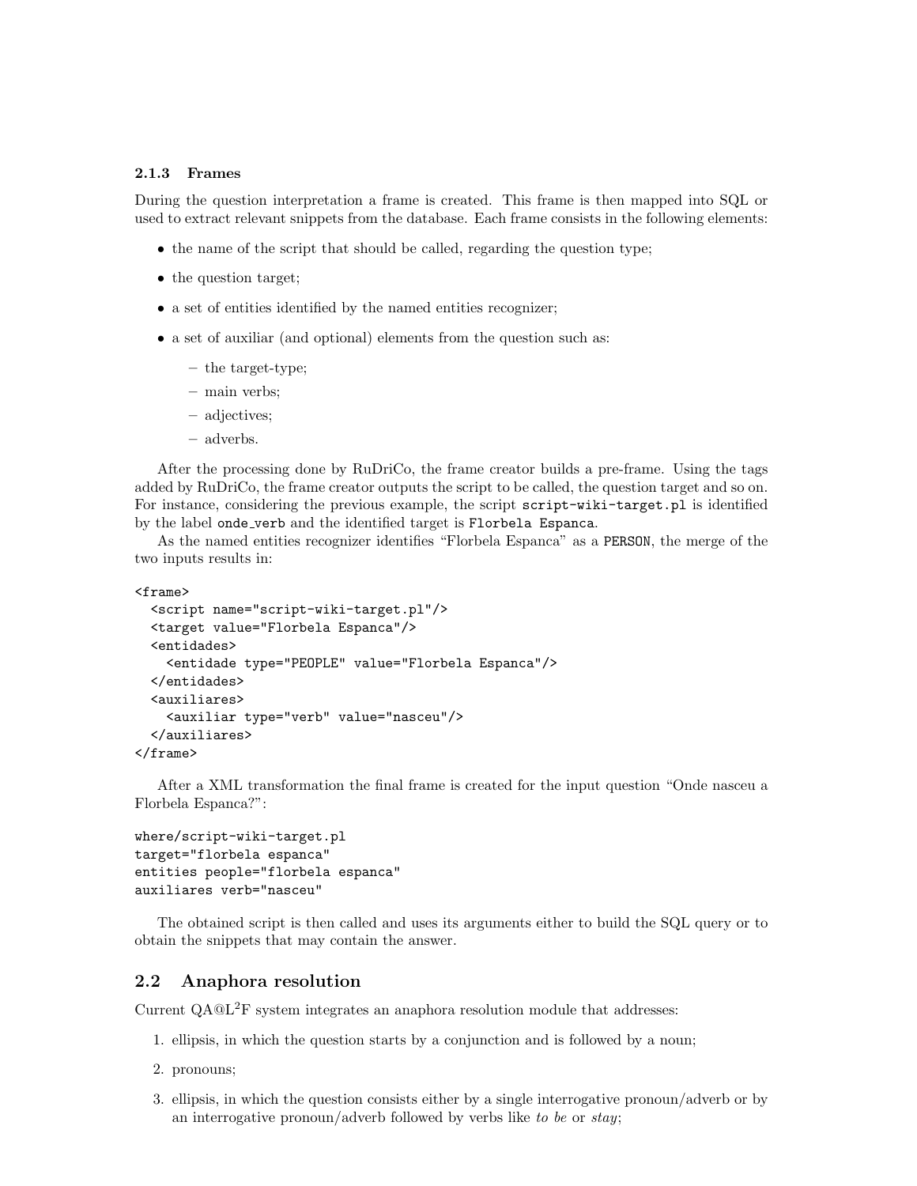### 2.1.3 Frames

During the question interpretation a frame is created. This frame is then mapped into SQL or used to extract relevant snippets from the database. Each frame consists in the following elements:

- the name of the script that should be called, regarding the question type;
- the question target;
- a set of entities identified by the named entities recognizer;
- a set of auxiliar (and optional) elements from the question such as:
  - the target-type;
  - main verbs;
  - adjectives;
  - adverbs.

After the processing done by RuDriCo, the frame creator builds a pre-frame. Using the tags added by RuDriCo, the frame creator outputs the script to be called, the question target and so on. For instance, considering the previous example, the script `script-wiki-target.pl` is identified by the label `onde_verb` and the identified target is `Florbela Espanca`.

As the named entities recognizer identifies "Florbela Espanca" as a `PERSON`, the merge of the two inputs results in:

```
<frame>
  <script name="script-wiki-target.pl"/>
  <target value="Florbela Espanca"/>
  <entidades>
    <entidade type="PEOPLE" value="Florbela Espanca"/>
  </entidades>
  <auxiliares>
    <auxiliar type="verb" value="nasceu"/>
  </auxiliares>
</frame>
```

After a XML transformation the final frame is created for the input question "Onde nasceu a Florbela Espanca?":

```
where/script-wiki-target.pl
target="florbela espanca"
entities people="florbela espanca"
auxiliares verb="nasceu"
```

The obtained script is then called and uses its arguments either to build the SQL query or to obtain the snippets that may contain the answer.

## 2.2 Anaphora resolution

Current QA@L$^2$F system integrates an anaphora resolution module that addresses:

1. ellipsis, in which the question starts by a conjunction and is followed by a noun;
2. pronouns;
3. ellipsis, in which the question consists either by a single interrogative pronoun/adverb or by an interrogative pronoun/adverb followed by verbs like *to be* or *stay*;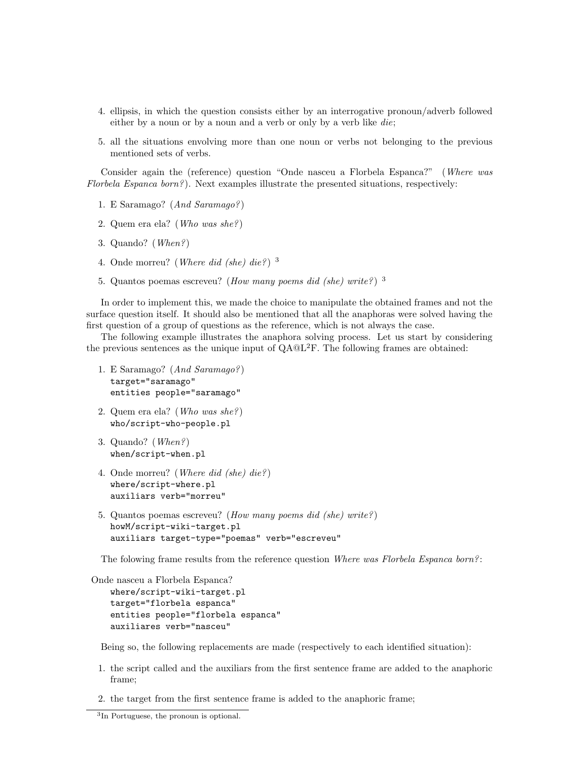4. ellipsis, in which the question consists either by an interrogative pronoun/adverb followed either by a noun or by a noun and a verb or only by a verb like *die*;

5. all the situations envolving more than one noun or verbs not belonging to the previous mentioned sets of verbs.

Consider again the (reference) question "Onde nasceu a Florbela Espanca?" (*Where was Florbela Espanca born?*). Next examples illustrate the presented situations, respectively:

1. E Saramago? (*And Saramago?*)
2. Quem era ela? (*Who was she?*)
3. Quando? (*When?*)
4. Onde morreu? (*Where did (she) die?*) [3]
5. Quantos poemas escreveu? (*How many poems did (she) write?*) [3]

In order to implement this, we made the choice to manipulate the obtained frames and not the surface question itself. It should also be mentioned that all the anaphoras were solved having the first question of a group of questions as the reference, which is not always the case.

The following example illustrates the anaphora solving process. Let us start by considering the previous sentences as the unique input of QA@L$^2$F. The following frames are obtained:

1. E Saramago? (*And Saramago?*)
   `target="saramago"`
   `entities people="saramago"`

2. Quem era ela? (*Who was she?*)
   `who/script-who-people.pl`

3. Quando? (*When?*)
   `when/script-when.pl`

4. Onde morreu? (*Where did (she) die?*)
   `where/script-where.pl`
   `auxiliars verb="morreu"`

5. Quantos poemas escreveu? (*How many poems did (she) write?*)
   `howM/script-wiki-target.pl`
   `auxiliars target-type="poemas" verb="escreveu"`

The folowing frame results from the reference question *Where was Florbela Espanca born?*:

Onde nasceu a Florbela Espanca?

```
where/script-wiki-target.pl
target="florbela espanca"
entities people="florbela espanca"
auxiliares verb="nasceu"
```

Being so, the following replacements are made (respectively to each identified situation):

1. the script called and the auxiliars from the first sentence frame are added to the anaphoric frame;

2. the target from the first sentence frame is added to the anaphoric frame;

[3] In Portuguese, the pronoun is optional.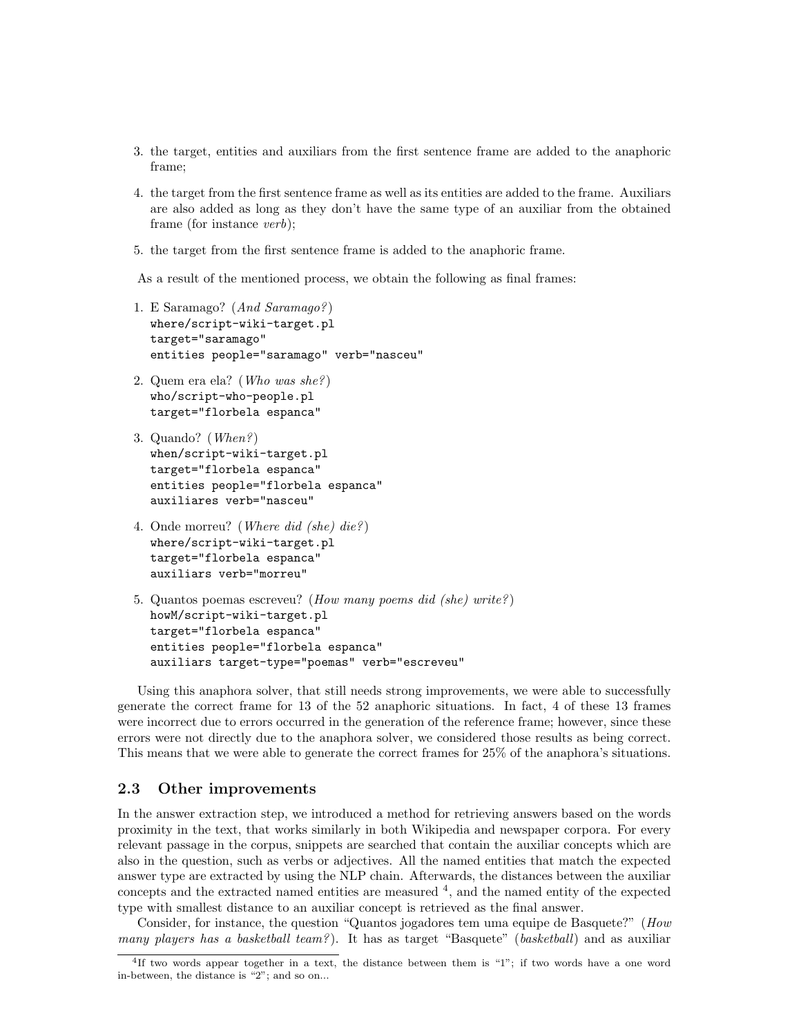3. the target, entities and auxiliars from the first sentence frame are added to the anaphoric frame;
4. the target from the first sentence frame as well as its entities are added to the frame. Auxiliars are also added as long as they don't have the same type of an auxiliar from the obtained frame (for instance *verb*);
5. the target from the first sentence frame is added to the anaphoric frame.

As a result of the mentioned process, we obtain the following as final frames:

1. E Saramago? (*And Saramago?*)
   ```
   where/script-wiki-target.pl
   target="saramago"
   entities people="saramago" verb="nasceu"
   ```
2. Quem era ela? (*Who was she?*)
   ```
   who/script-who-people.pl
   target="florbela espanca"
   ```
3. Quando? (*When?*)
   ```
   when/script-wiki-target.pl
   target="florbela espanca"
   entities people="florbela espanca"
   auxiliares verb="nasceu"
   ```
4. Onde morreu? (*Where did (she) die?*)
   ```
   where/script-wiki-target.pl
   target="florbela espanca"
   auxiliars verb="morreu"
   ```
5. Quantos poemas escreveu? (*How many poems did (she) write?*)
   ```
   howM/script-wiki-target.pl
   target="florbela espanca"
   entities people="florbela espanca"
   auxiliars target-type="poemas" verb="escreveu"
   ```

Using this anaphora solver, that still needs strong improvements, we were able to successfully generate the correct frame for 13 of the 52 anaphoric situations. In fact, 4 of these 13 frames were incorrect due to errors occurred in the generation of the reference frame; however, since these errors were not directly due to the anaphora solver, we considered those results as being correct. This means that we were able to generate the correct frames for 25% of the anaphora's situations.

### 2.3 Other improvements

In the answer extraction step, we introduced a method for retrieving answers based on the words proximity in the text, that works similarly in both Wikipedia and newspaper corpora. For every relevant passage in the corpus, snippets are searched that contain the auxiliar concepts which are also in the question, such as verbs or adjectives. All the named entities that match the expected answer type are extracted by using the NLP chain. Afterwards, the distances between the auxiliar concepts and the extracted named entities are measured [4], and the named entity of the expected type with smallest distance to an auxiliar concept is retrieved as the final answer.

Consider, for instance, the question "Quantos jogadores tem uma equipe de Basquete?" (*How many players has a basketball team?*). It has as target "Basquete" (*basketball*) and as auxiliar

[4] If two words appear together in a text, the distance between them is "1"; if two words have a one word in-between, the distance is "2"; and so on...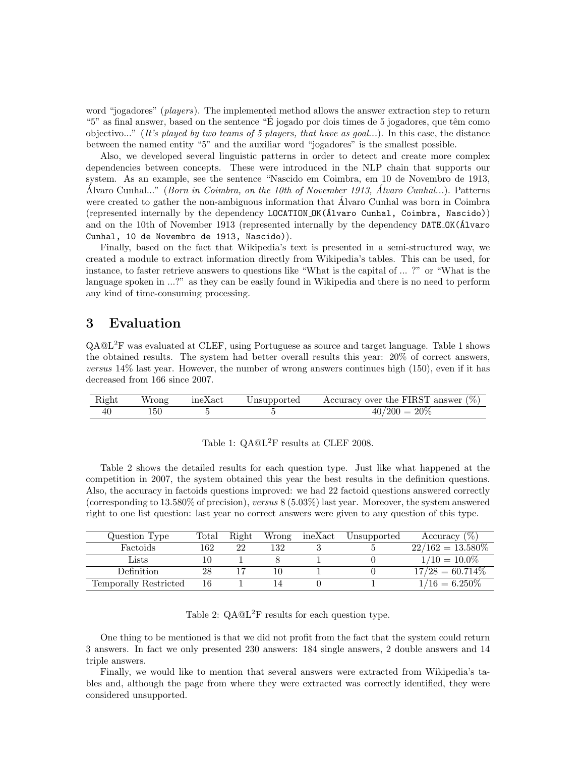word "jogadores" (*players*). The implemented method allows the answer extraction step to return "5" as final answer, based on the sentence "É jogado por dois times de 5 jogadores, que têm como objectivo..." (*It's played by two teams of 5 players, that have as goal...*). In this case, the distance between the named entity "5" and the auxiliar word "jogadores" is the smallest possible.

Also, we developed several linguistic patterns in order to detect and create more complex dependencies between concepts. These were introduced in the NLP chain that supports our system. As an example, see the sentence "Nascido em Coimbra, em 10 de Novembro de 1913, Álvaro Cunhal..." (*Born in Coimbra, on the 10th of November 1913, Álvaro Cunhal...*). Patterns were created to gather the non-ambiguous information that Álvaro Cunhal was born in Coimbra (represented internally by the dependency `LOCATION_OK(Álvaro Cunhal, Coimbra, Nascido)`) and on the 10th of November 1913 (represented internally by the dependency `DATE_OK(Álvaro Cunhal, 10 de Novembro de 1913, Nascido)`).

Finally, based on the fact that Wikipedia's text is presented in a semi-structured way, we created a module to extract information directly from Wikipedia's tables. This can be used, for instance, to faster retrieve answers to questions like "What is the capital of ... ?" or "What is the language spoken in ...?" as they can be easily found in Wikipedia and there is no need to perform any kind of time-consuming processing.

## 3 Evaluation

QA@L$^2$F was evaluated at CLEF, using Portuguese as source and target language. Table 1 shows the obtained results. The system had better overall results this year: 20% of correct answers, *versus* 14% last year. However, the number of wrong answers continues high (150), even if it has decreased from 166 since 2007.

| Right | Wrong | ineXact | Unsupported | Accuracy over the FIRST answer (%) |
|---|---|---|---|---|
| 40 | 150 | 5 | 5 | 40/200 = 20% |

Table 1: QA@L$^2$F results at CLEF 2008.

Table 2 shows the detailed results for each question type. Just like what happened at the competition in 2007, the system obtained this year the best results in the definition questions. Also, the accuracy in factoids questions improved: we had 22 factoid questions answered correctly (corresponding to 13.580% of precision), *versus* 8 (5.03%) last year. Moreover, the system answered right to one list question: last year no correct answers were given to any question of this type.

| Question Type | Total | Right | Wrong | ineXact | Unsupported | Accuracy (%) |
|---|---|---|---|---|---|---|
| Factoids | 162 | 22 | 132 | 3 | 5 | 22/162 = 13.580% |
| Lists | 10 | 1 | 8 | 1 | 0 | 1/10 = 10.0% |
| Definition | 28 | 17 | 10 | 1 | 0 | 17/28 = 60.714% |
| Temporally Restricted | 16 | 1 | 14 | 0 | 1 | 1/16 = 6.250% |

Table 2: QA@L$^2$F results for each question type.

One thing to be mentioned is that we did not profit from the fact that the system could return 3 answers. In fact we only presented 230 answers: 184 single answers, 2 double answers and 14 triple answers.

Finally, we would like to mention that several answers were extracted from Wikipedia's tables and, although the page from where they were extracted was correctly identified, they were considered unsupported.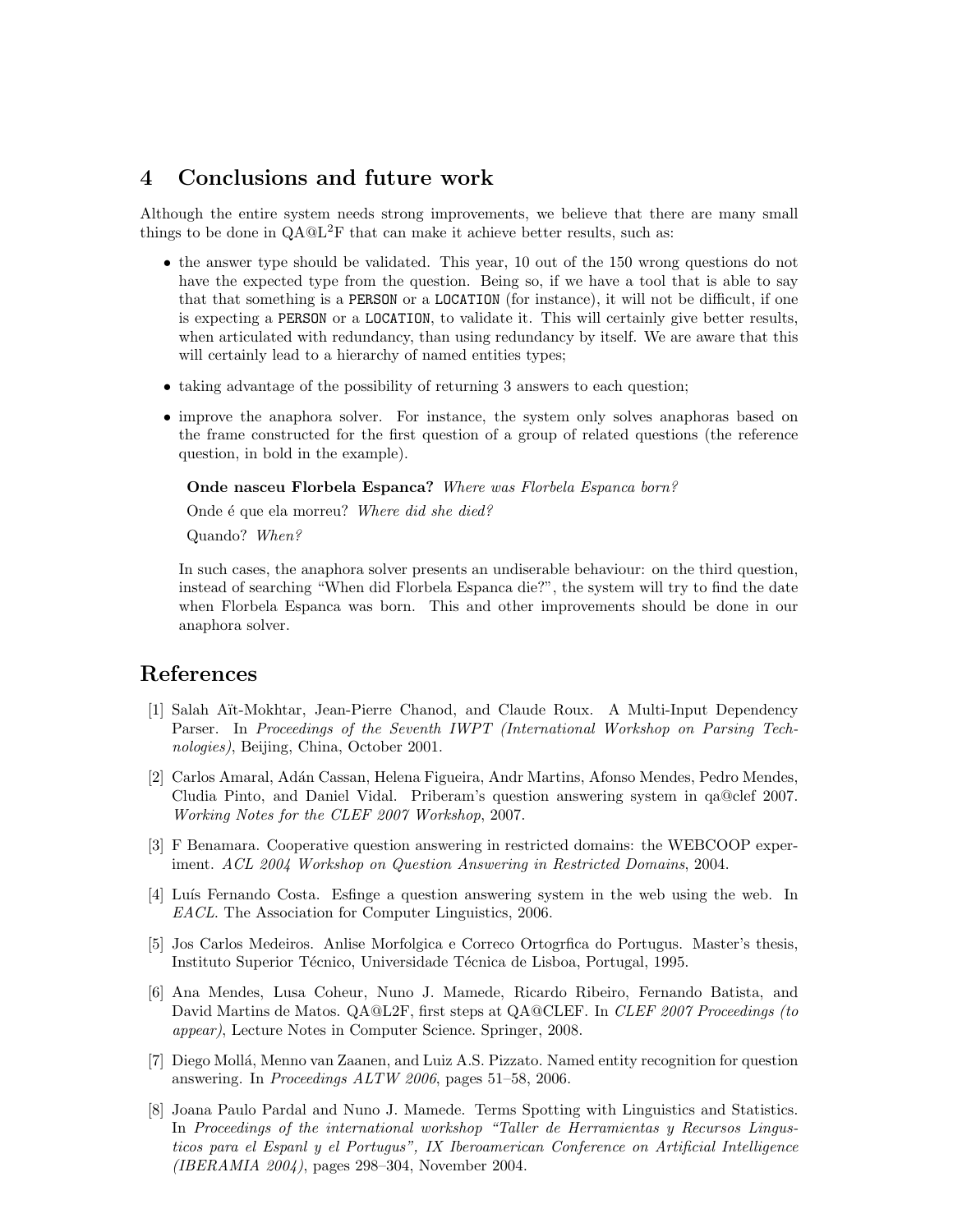## 4 Conclusions and future work

Although the entire system needs strong improvements, we believe that there are many small things to be done in QA@L$^2$F that can make it achieve better results, such as:

- the answer type should be validated. This year, 10 out of the 150 wrong questions do not have the expected type from the question. Being so, if we have a tool that is able to say that that something is a `PERSON` or a `LOCATION` (for instance), it will not be difficult, if one is expecting a `PERSON` or a `LOCATION`, to validate it. This will certainly give better results, when articulated with redundancy, than using redundancy by itself. We are aware that this will certainly lead to a hierarchy of named entities types;
- taking advantage of the possibility of returning 3 answers to each question;
- improve the anaphora solver. For instance, the system only solves anaphoras based on the frame constructed for the first question of a group of related questions (the reference question, in bold in the example).

  **Onde nasceu Florbela Espanca?** *Where was Florbela Espanca born?*

  Onde é que ela morreu? *Where did she died?*

  Quando? *When?*

  In such cases, the anaphora solver presents an undiserable behaviour: on the third question, instead of searching "When did Florbela Espanca die?", the system will try to find the date when Florbela Espanca was born. This and other improvements should be done in our anaphora solver.

## References

[1] Salah Aït-Mokhtar, Jean-Pierre Chanod, and Claude Roux. A Multi-Input Dependency Parser. In *Proceedings of the Seventh IWPT (International Workshop on Parsing Technologies)*, Beijing, China, October 2001.

[2] Carlos Amaral, Adán Cassan, Helena Figueira, Andr Martins, Afonso Mendes, Pedro Mendes, Cludia Pinto, and Daniel Vidal. Priberam's question answering system in qa@clef 2007. *Working Notes for the CLEF 2007 Workshop*, 2007.

[3] F Benamara. Cooperative question answering in restricted domains: the WEBCOOP experiment. *ACL 2004 Workshop on Question Answering in Restricted Domains*, 2004.

[4] Luís Fernando Costa. Esfinge a question answering system in the web using the web. In *EACL*. The Association for Computer Linguistics, 2006.

[5] Jos Carlos Medeiros. Anlise Morfolgica e Correco Ortogrfica do Portugus. Master's thesis, Instituto Superior Técnico, Universidade Técnica de Lisboa, Portugal, 1995.

[6] Ana Mendes, Lusa Coheur, Nuno J. Mamede, Ricardo Ribeiro, Fernando Batista, and David Martins de Matos. QA@L2F, first steps at QA@CLEF. In *CLEF 2007 Proceedings (to appear)*, Lecture Notes in Computer Science. Springer, 2008.

[7] Diego Mollá, Menno van Zaanen, and Luiz A.S. Pizzato. Named entity recognition for question answering. In *Proceedings ALTW 2006*, pages 51–58, 2006.

[8] Joana Paulo Pardal and Nuno J. Mamede. Terms Spotting with Linguistics and Statistics. In *Proceedings of the international workshop "Taller de Herramientas y Recursos Lingusticos para el Espanl y el Portugus", IX Iberoamerican Conference on Artificial Intelligence (IBERAMIA 2004)*, pages 298–304, November 2004.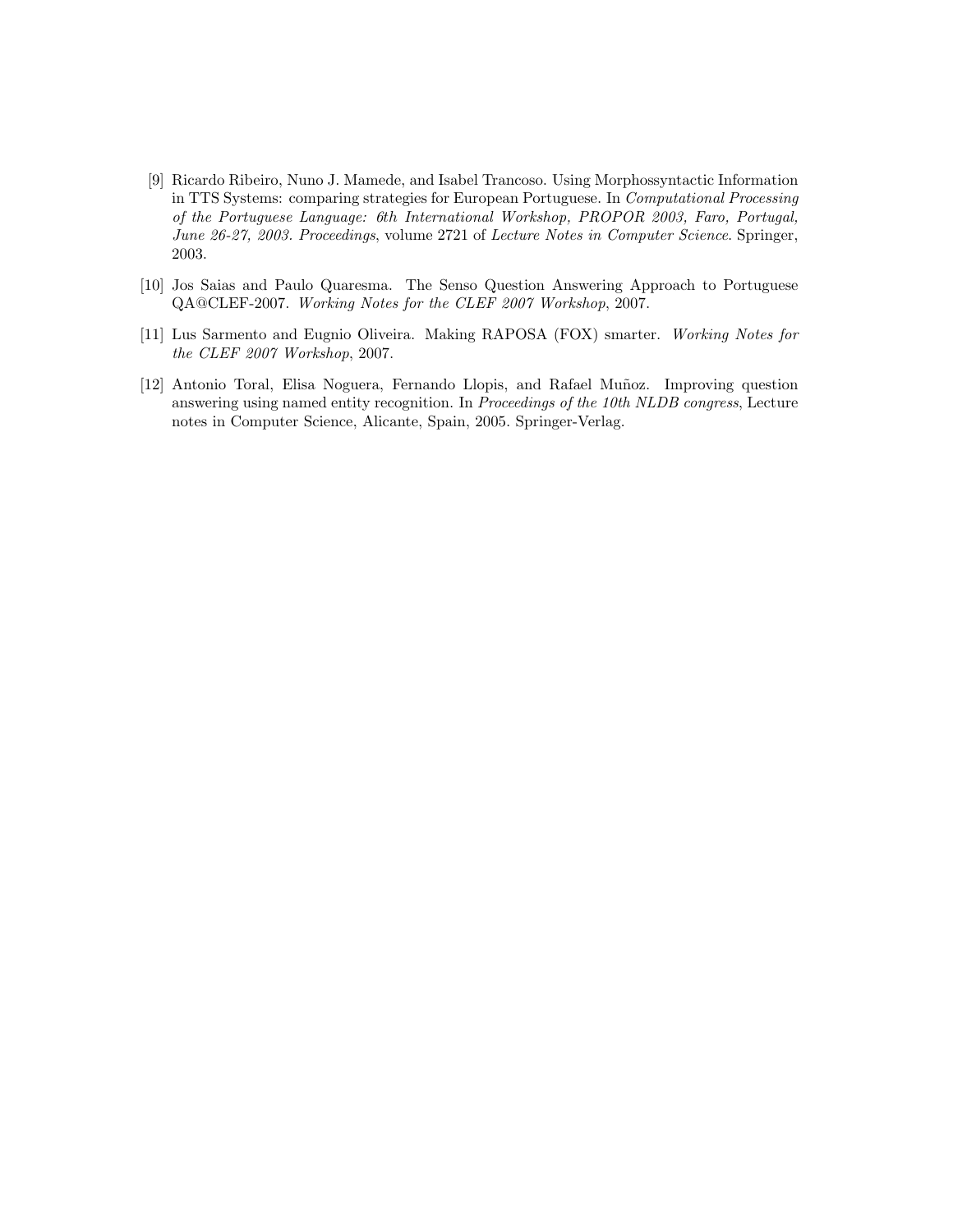[9] Ricardo Ribeiro, Nuno J. Mamede, and Isabel Trancoso. Using Morphossyntactic Information in TTS Systems: comparing strategies for European Portuguese. In *Computational Processing of the Portuguese Language: 6th International Workshop, PROPOR 2003, Faro, Portugal, June 26-27, 2003. Proceedings*, volume 2721 of *Lecture Notes in Computer Science*. Springer, 2003.

[10] Jos Saias and Paulo Quaresma. The Senso Question Answering Approach to Portuguese QA@CLEF-2007. *Working Notes for the CLEF 2007 Workshop*, 2007.

[11] Lus Sarmento and Eugnio Oliveira. Making RAPOSA (FOX) smarter. *Working Notes for the CLEF 2007 Workshop*, 2007.

[12] Antonio Toral, Elisa Noguera, Fernando Llopis, and Rafael Muñoz. Improving question answering using named entity recognition. In *Proceedings of the 10th NLDB congress*, Lecture notes in Computer Science, Alicante, Spain, 2005. Springer-Verlag.